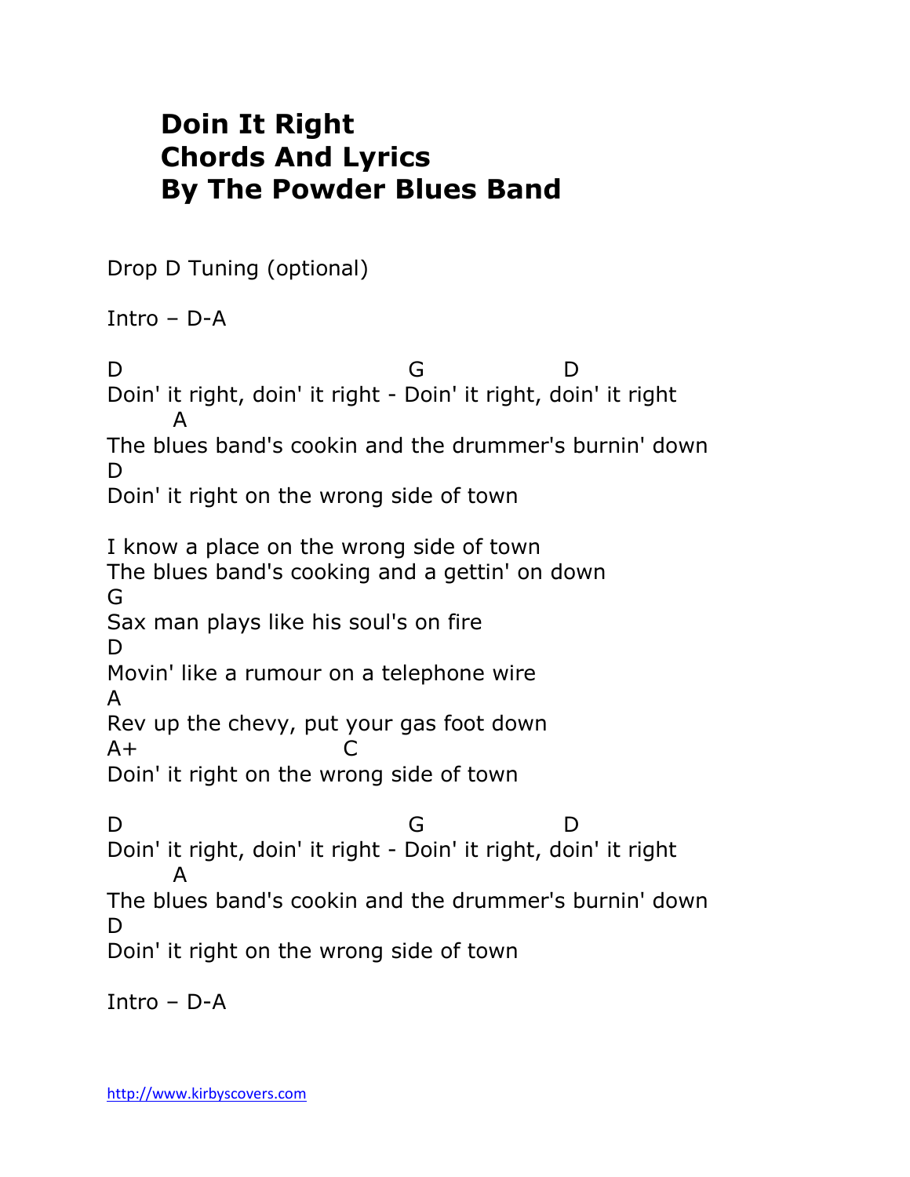# Doin It Right
# Chords And Lyrics
# By The Powder Blues Band

Drop D Tuning (optional)

Intro – D-A

```
D                              G              D
Doin' it right, doin' it right - Doin' it right, doin' it right
      A
The blues band's cookin and the drummer's burnin' down
D
Doin' it right on the wrong side of town

I know a place on the wrong side of town
The blues band's cooking and a gettin' on down
G
Sax man plays like his soul's on fire
D
Movin' like a rumour on a telephone wire
A
Rev up the chevy, put your gas foot down
A+                   C
Doin' it right on the wrong side of town

D                              G              D
Doin' it right, doin' it right - Doin' it right, doin' it right
      A
The blues band's cookin and the drummer's burnin' down
D
Doin' it right on the wrong side of town
```

Intro – D-A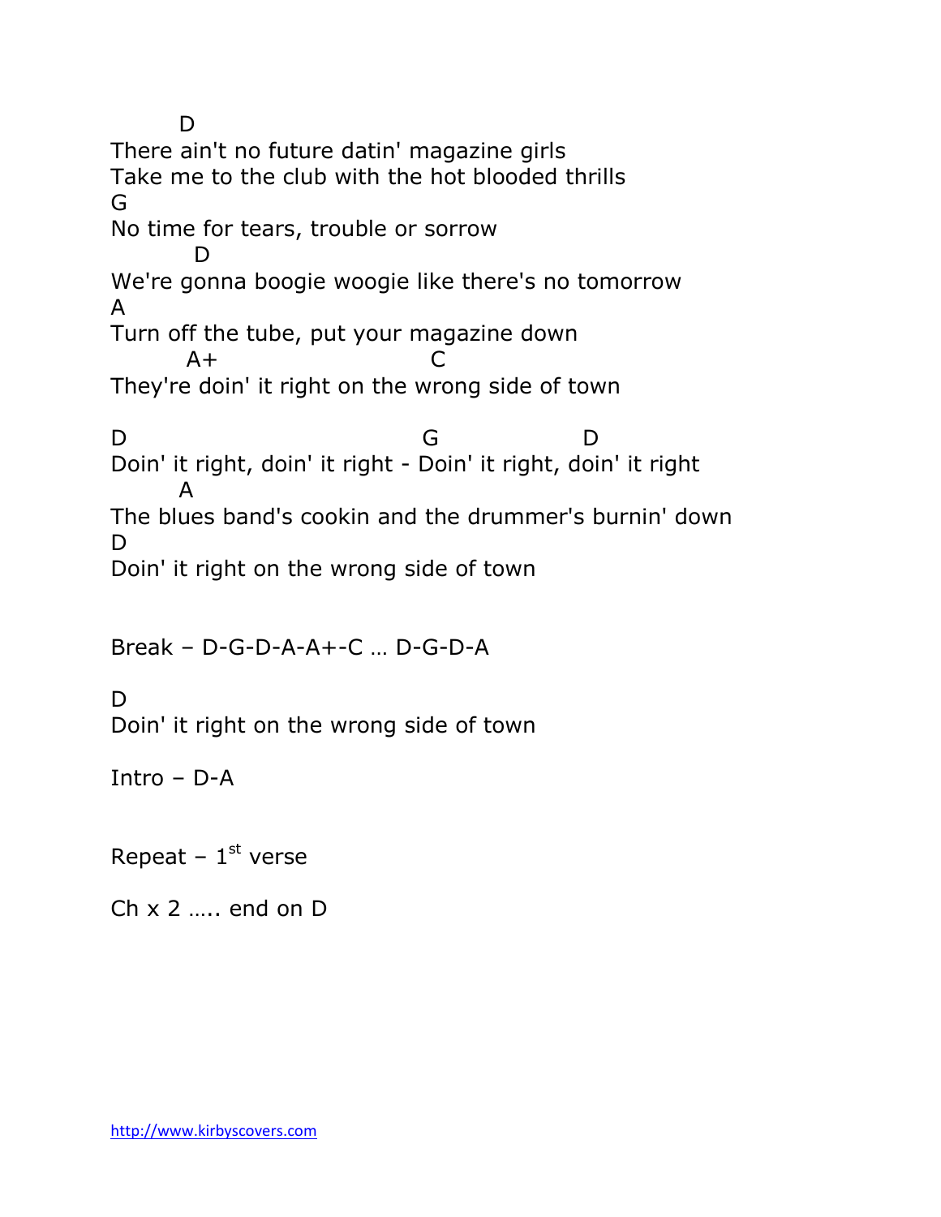```
        D
There ain't no future datin' magazine girls
Take me to the club with the hot blooded thrills
G
No time for tears, trouble or sorrow
          D
We're gonna boogie woogie like there's no tomorrow
A
Turn off the tube, put your magazine down
        A+                          C
They're doin' it right on the wrong side of town

D                                 G                D
Doin' it right, doin' it right - Doin' it right, doin' it right
        A
The blues band's cookin and the drummer's burnin' down
D
Doin' it right on the wrong side of town
```

Break – D-G-D-A-A+-C … D-G-D-A

```
D
Doin' it right on the wrong side of town
```

Intro – D-A

Repeat – 1st verse

Ch x 2 ….. end on D

http://www.kirbyscovers.com